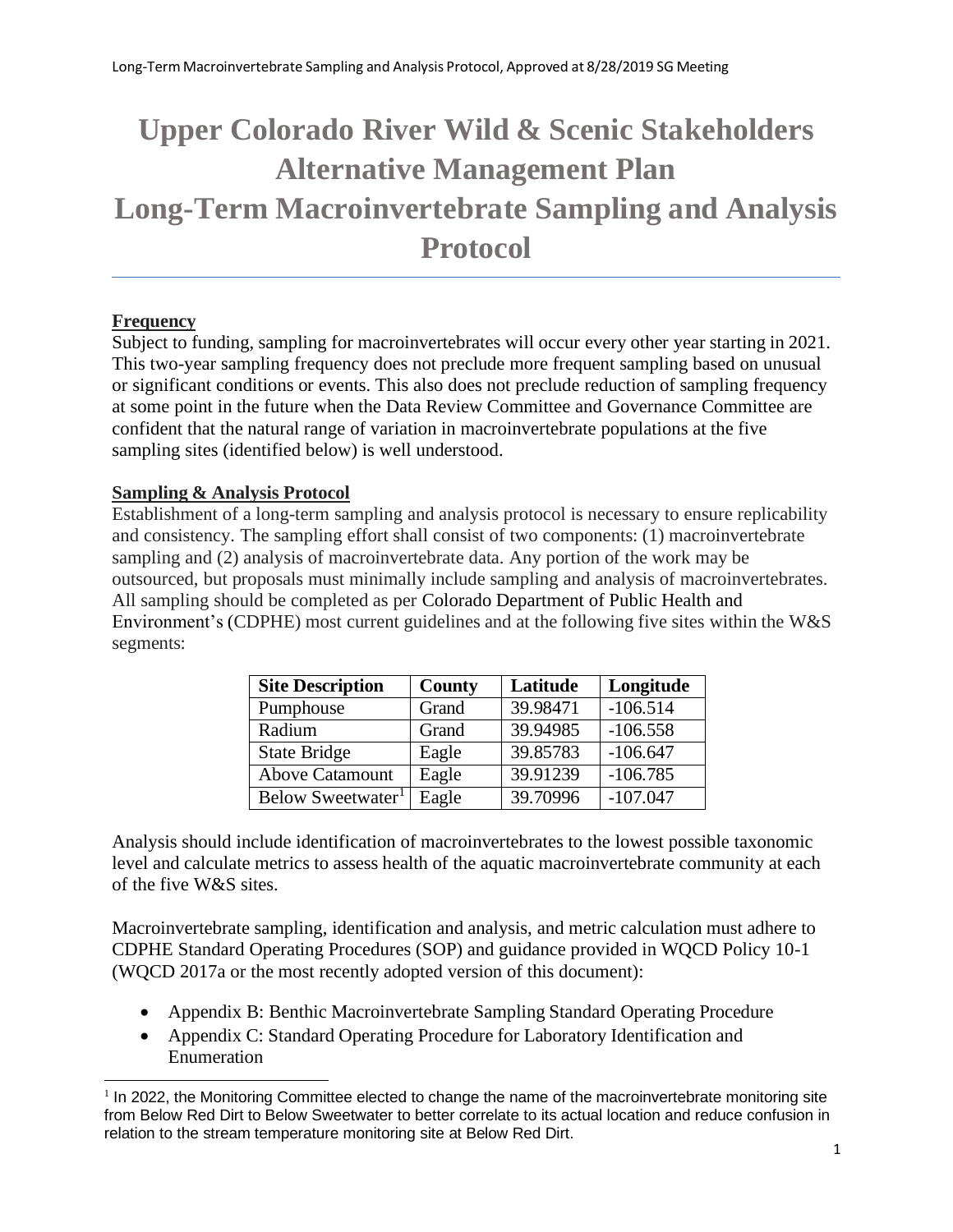# Upper Colorado River Wild & Scenic Stakeholders Alternative Management Plan Long-Term Macroinvertebrate Sampling and Analysis Protocol

## Frequency

Subject to funding, sampling for macroinvertebrates will occur every other year starting in 2021. This two-year sampling frequency does not preclude more frequent sampling based on unusual or significant conditions or events. This also does not preclude reduction of sampling frequency at some point in the future when the Data Review Committee and Governance Committee are confident that the natural range of variation in macroinvertebrate populations at the five sampling sites (identified below) is well understood.

## Sampling & Analysis Protocol

Establishment of a long-term sampling and analysis protocol is necessary to ensure replicability and consistency. The sampling effort shall consist of two components: (1) macroinvertebrate sampling and (2) analysis of macroinvertebrate data. Any portion of the work may be outsourced, but proposals must minimally include sampling and analysis of macroinvertebrates. All sampling should be completed as per Colorado Department of Public Health and Environment's (CDPHE) most current guidelines and at the following five sites within the W&S segments:

| Site Description | County | Latitude | Longitude |
|---|---|---|---|
| Pumphouse | Grand | 39.98471 | -106.514 |
| Radium | Grand | 39.94985 | -106.558 |
| State Bridge | Eagle | 39.85783 | -106.647 |
| Above Catamount | Eagle | 39.91239 | -106.785 |
| Below Sweetwater[1] | Eagle | 39.70996 | -107.047 |

Analysis should include identification of macroinvertebrates to the lowest possible taxonomic level and calculate metrics to assess health of the aquatic macroinvertebrate community at each of the five W&S sites.

Macroinvertebrate sampling, identification and analysis, and metric calculation must adhere to CDPHE Standard Operating Procedures (SOP) and guidance provided in WQCD Policy 10-1 (WQCD 2017a or the most recently adopted version of this document):

- Appendix B: Benthic Macroinvertebrate Sampling Standard Operating Procedure
- Appendix C: Standard Operating Procedure for Laboratory Identification and Enumeration

[1] In 2022, the Monitoring Committee elected to change the name of the macroinvertebrate monitoring site from Below Red Dirt to Below Sweetwater to better correlate to its actual location and reduce confusion in relation to the stream temperature monitoring site at Below Red Dirt.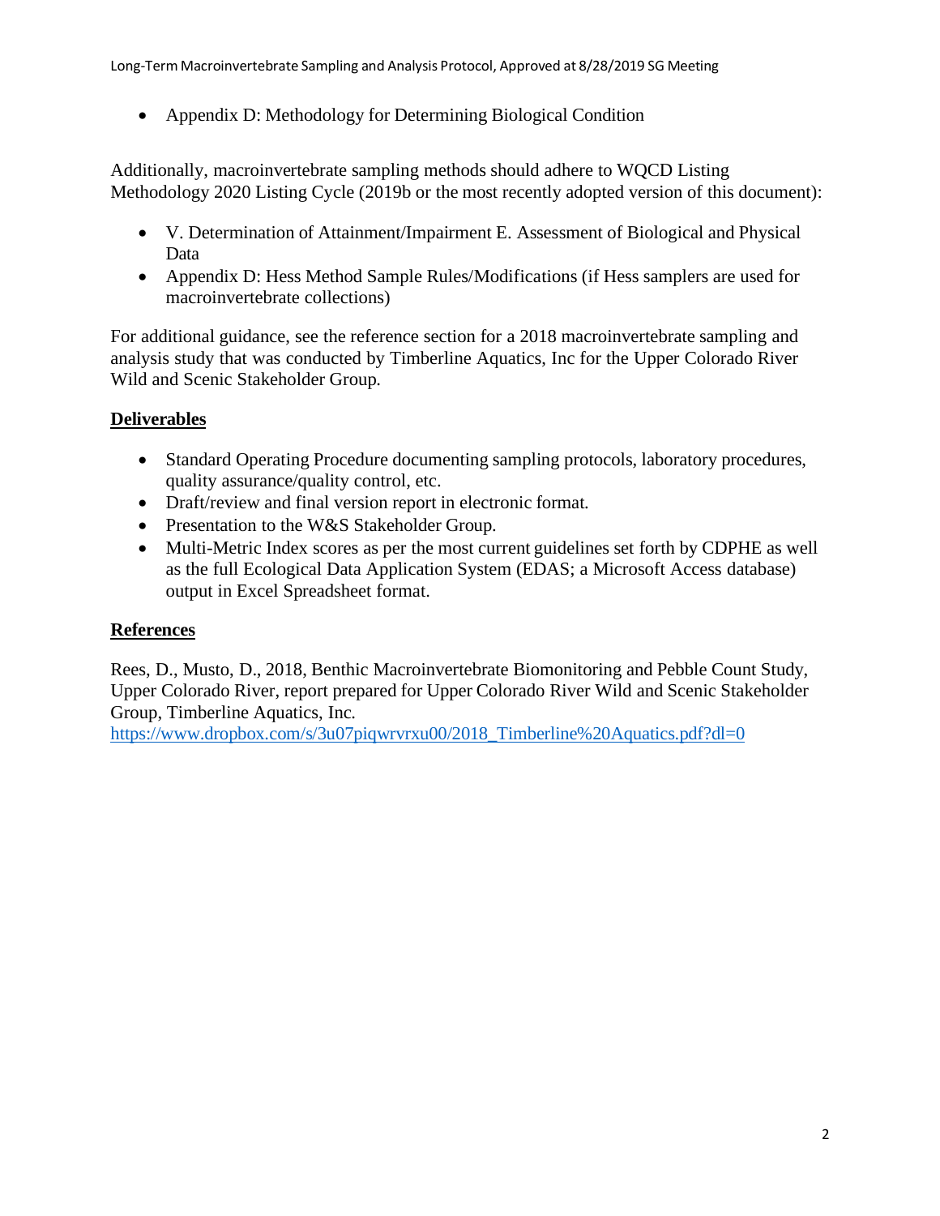- Appendix D: Methodology for Determining Biological Condition

Additionally, macroinvertebrate sampling methods should adhere to WQCD Listing Methodology 2020 Listing Cycle (2019b or the most recently adopted version of this document):

- V. Determination of Attainment/Impairment E. Assessment of Biological and Physical Data
- Appendix D: Hess Method Sample Rules/Modifications (if Hess samplers are used for macroinvertebrate collections)

For additional guidance, see the reference section for a 2018 macroinvertebrate sampling and analysis study that was conducted by Timberline Aquatics, Inc for the Upper Colorado River Wild and Scenic Stakeholder Group.

## Deliverables

- Standard Operating Procedure documenting sampling protocols, laboratory procedures, quality assurance/quality control, etc.
- Draft/review and final version report in electronic format.
- Presentation to the W&S Stakeholder Group.
- Multi-Metric Index scores as per the most current guidelines set forth by CDPHE as well as the full Ecological Data Application System (EDAS; a Microsoft Access database) output in Excel Spreadsheet format.

## References

Rees, D., Musto, D., 2018, Benthic Macroinvertebrate Biomonitoring and Pebble Count Study, Upper Colorado River, report prepared for Upper Colorado River Wild and Scenic Stakeholder Group, Timberline Aquatics, Inc. https://www.dropbox.com/s/3u07piqwrvrxu00/2018_Timberline%20Aquatics.pdf?dl=0